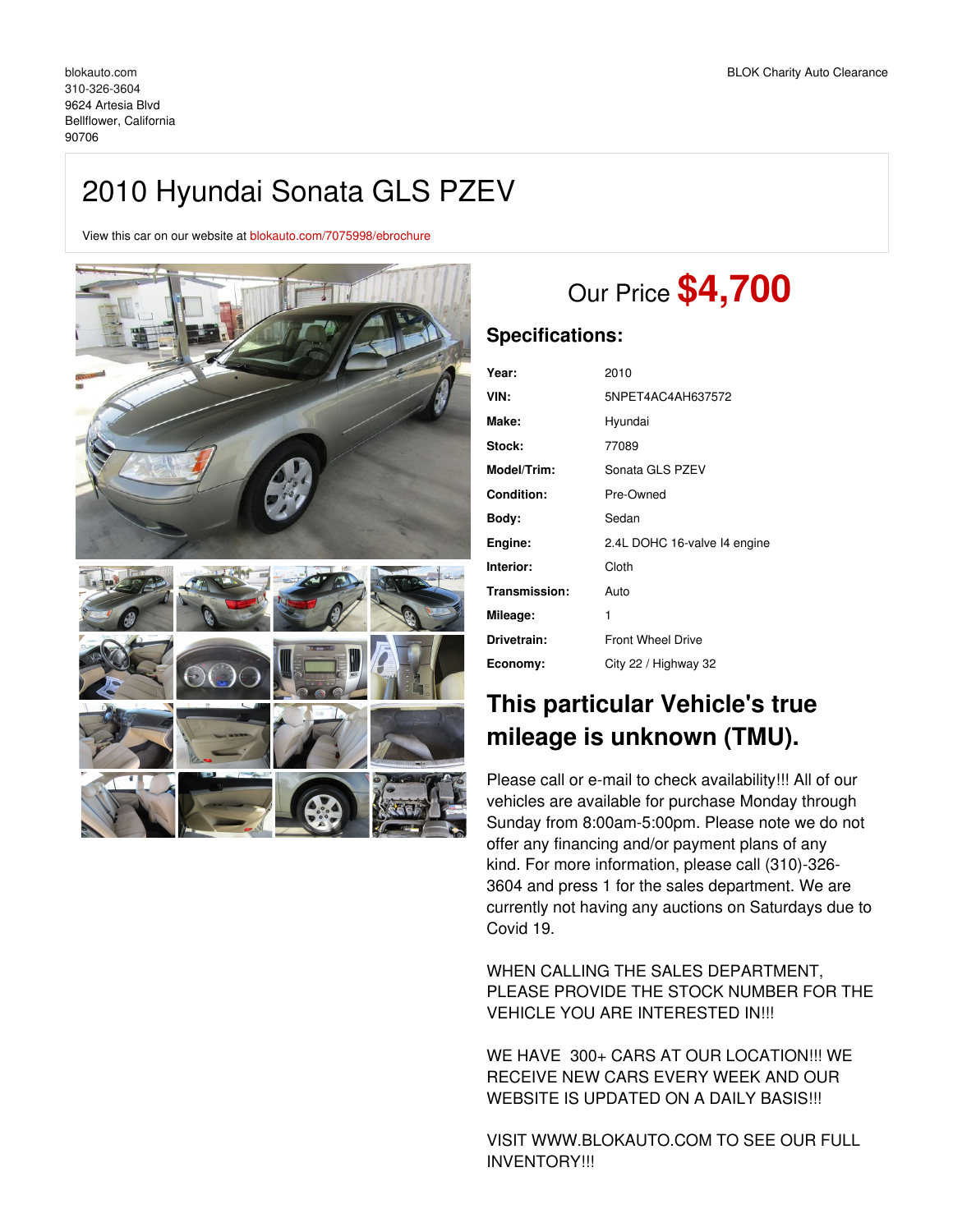blokauto.com
310-326-3604
9624 Artesia Blvd
Bellflower, California
90706

BLOK Charity Auto Clearance

# 2010 Hyundai Sonata GLS PZEV

View this car on our website at blokauto.com/7075998/ebrochure

## Our Price $4,700

### Specifications:

| | |
|---|---|
| **Year:** | 2010 |
| **VIN:** | 5NPET4AC4AH637572 |
| **Make:** | Hyundai |
| **Stock:** | 77089 |
| **Model/Trim:** | Sonata GLS PZEV |
| **Condition:** | Pre-Owned |
| **Body:** | Sedan |
| **Engine:** | 2.4L DOHC 16-valve I4 engine |
| **Interior:** | Cloth |
| **Transmission:** | Auto |
| **Mileage:** | 1 |
| **Drivetrain:** | Front Wheel Drive |
| **Economy:** | City 22 / Highway 32 |

## This particular Vehicle's true mileage is unknown (TMU).

Please call or e-mail to check availability!!! All of our vehicles are available for purchase Monday through Sunday from 8:00am-5:00pm. Please note we do not offer any financing and/or payment plans of any kind. For more information, please call (310)-326-3604 and press 1 for the sales department. We are currently not having any auctions on Saturdays due to Covid 19.

WHEN CALLING THE SALES DEPARTMENT, PLEASE PROVIDE THE STOCK NUMBER FOR THE VEHICLE YOU ARE INTERESTED IN!!!

WE HAVE 300+ CARS AT OUR LOCATION!!! WE RECEIVE NEW CARS EVERY WEEK AND OUR WEBSITE IS UPDATED ON A DAILY BASIS!!!

VISIT WWW.BLOKAUTO.COM TO SEE OUR FULL INVENTORY!!!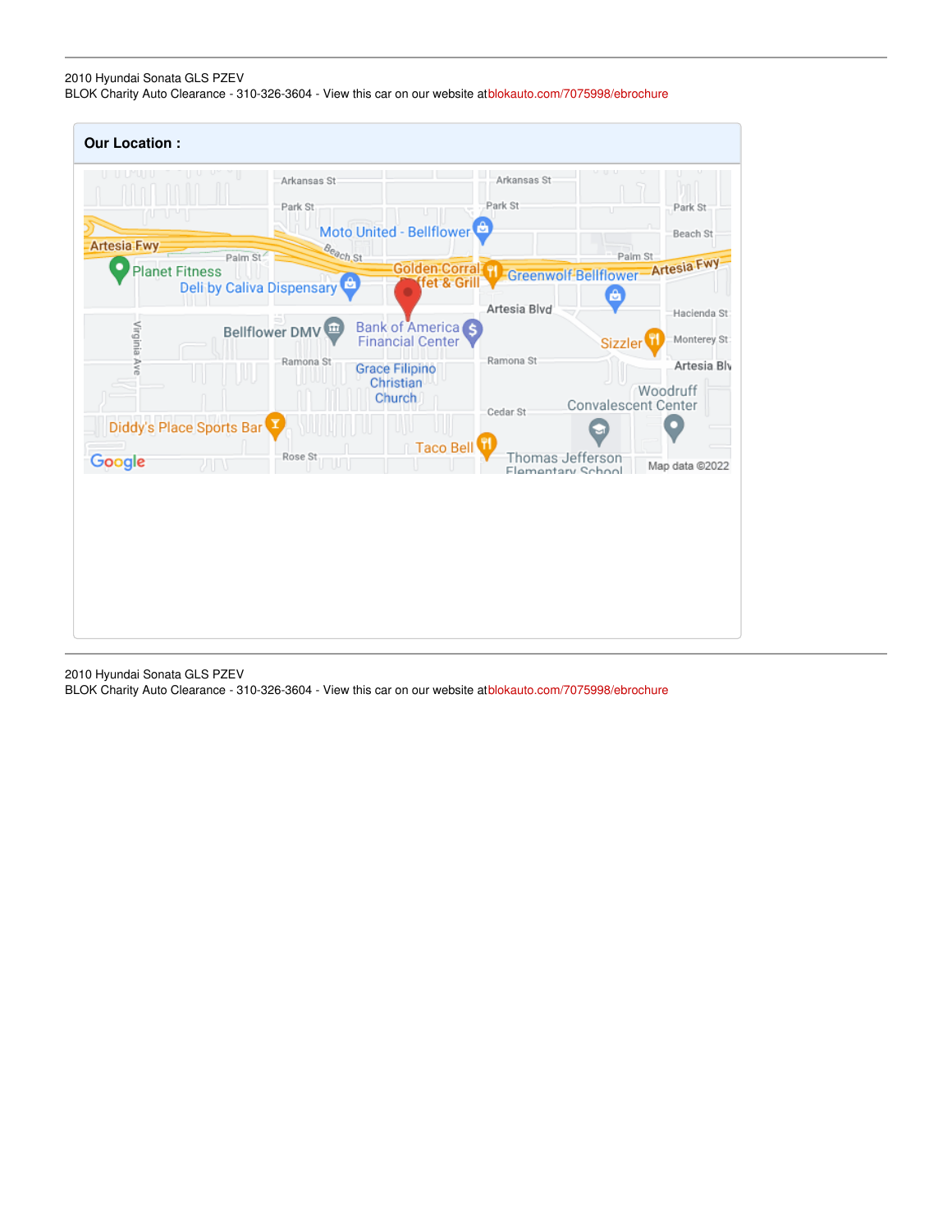## Our Location :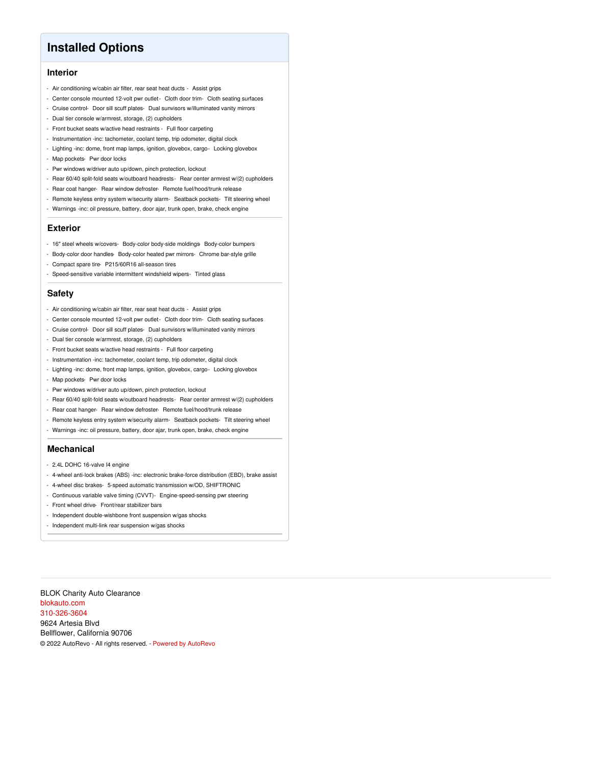# Installed Options

## Interior

- Air conditioning w/cabin air filter, rear seat heat ducts
- Assist grips
- Center console mounted 12-volt pwr outlet
- Cloth door trim
- Cloth seating surfaces
- Cruise control
- Door sill scuff plates
- Dual sunvisors w/illuminated vanity mirrors
- Dual tier console w/armrest, storage, (2) cupholders
- Front bucket seats w/active head restraints
- Full floor carpeting
- Instrumentation -inc: tachometer, coolant temp, trip odometer, digital clock
- Lighting -inc: dome, front map lamps, ignition, glovebox, cargo
- Locking glovebox
- Map pockets
- Pwr door locks
- Pwr windows w/driver auto up/down, pinch protection, lockout
- Rear 60/40 split-fold seats w/outboard headrests
- Rear center armrest w/(2) cupholders
- Rear coat hanger
- Rear window defroster
- Remote fuel/hood/trunk release
- Remote keyless entry system w/security alarm
- Seatback pockets
- Tilt steering wheel
- Warnings -inc: oil pressure, battery, door ajar, trunk open, brake, check engine

## Exterior

- 16" steel wheels w/covers
- Body-color body-side moldings
- Body-color bumpers
- Body-color door handles
- Body-color heated pwr mirrors
- Chrome bar-style grille
- Compact spare tire
- P215/60R16 all-season tires
- Speed-sensitive variable intermittent windshield wipers
- Tinted glass

## Safety

- Air conditioning w/cabin air filter, rear seat heat ducts
- Assist grips
- Center console mounted 12-volt pwr outlet
- Cloth door trim
- Cloth seating surfaces
- Cruise control
- Door sill scuff plates
- Dual sunvisors w/illuminated vanity mirrors
- Dual tier console w/armrest, storage, (2) cupholders
- Front bucket seats w/active head restraints
- Full floor carpeting
- Instrumentation -inc: tachometer, coolant temp, trip odometer, digital clock
- Lighting -inc: dome, front map lamps, ignition, glovebox, cargo
- Locking glovebox
- Map pockets
- Pwr door locks
- Pwr windows w/driver auto up/down, pinch protection, lockout
- Rear 60/40 split-fold seats w/outboard headrests
- Rear center armrest w/(2) cupholders
- Rear coat hanger
- Rear window defroster
- Remote fuel/hood/trunk release
- Remote keyless entry system w/security alarm
- Seatback pockets
- Tilt steering wheel
- Warnings -inc: oil pressure, battery, door ajar, trunk open, brake, check engine

## Mechanical

- 2.4L DOHC 16-valve I4 engine
- 4-wheel anti-lock brakes (ABS) -inc: electronic brake-force distribution (EBD), brake assist
- 4-wheel disc brakes
- 5-speed automatic transmission w/OD, SHIFTRONIC
- Continuous variable valve timing (CVVT)
- Engine-speed-sensing pwr steering
- Front wheel drive
- Front/rear stabilizer bars
- Independent double-wishbone front suspension w/gas shocks
- Independent multi-link rear suspension w/gas shocks

---

BLOK Charity Auto Clearance
blokauto.com
310-326-3604
9624 Artesia Blvd
Bellflower, California 90706
© 2022 AutoRevo - All rights reserved. - Powered by AutoRevo